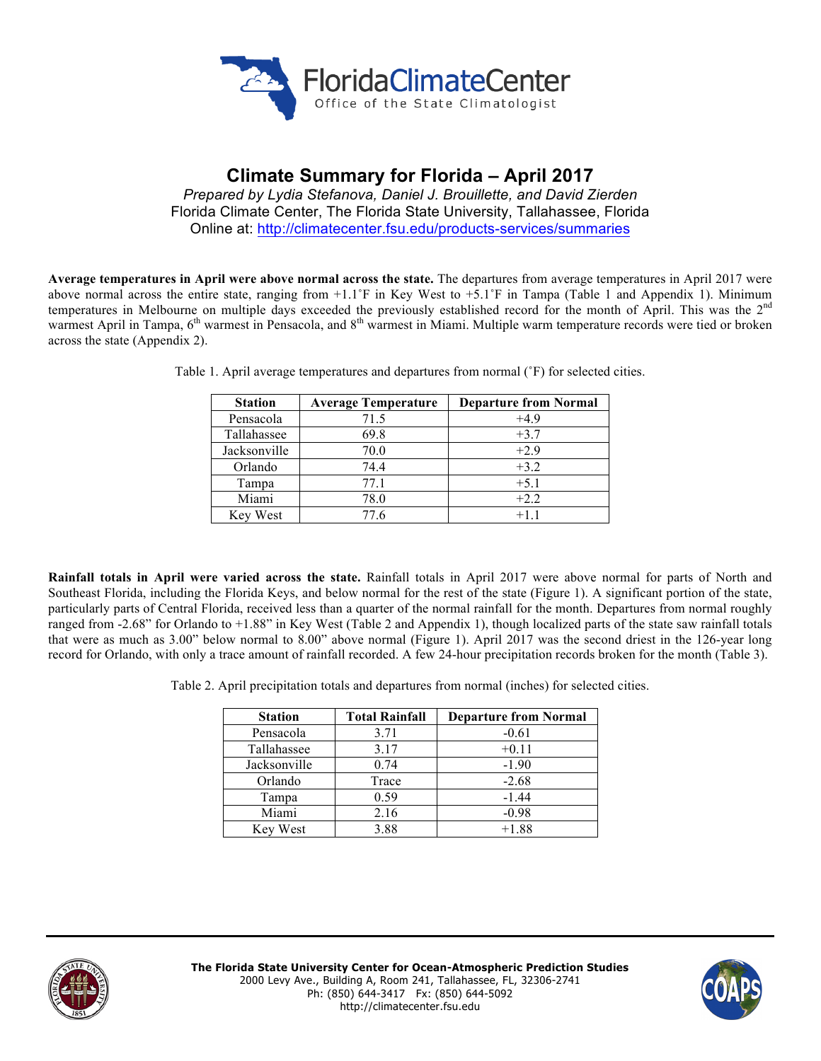Florida Climate Center
Office of the State Climatologist

# Climate Summary for Florida – April 2017

*Prepared by Lydia Stefanova, Daniel J. Brouillette, and David Zierden*
Florida Climate Center, The Florida State University, Tallahassee, Florida
Online at: http://climatecenter.fsu.edu/products-services/summaries

**Average temperatures in April were above normal across the state.** The departures from average temperatures in April 2017 were above normal across the entire state, ranging from +1.1˚F in Key West to +5.1˚F in Tampa (Table 1 and Appendix 1). Minimum temperatures in Melbourne on multiple days exceeded the previously established record for the month of April. This was the 2nd warmest April in Tampa, 6th warmest in Pensacola, and 8th warmest in Miami. Multiple warm temperature records were tied or broken across the state (Appendix 2).

Table 1. April average temperatures and departures from normal (˚F) for selected cities.

| Station | Average Temperature | Departure from Normal |
|---|---|---|
| Pensacola | 71.5 | +4.9 |
| Tallahassee | 69.8 | +3.7 |
| Jacksonville | 70.0 | +2.9 |
| Orlando | 74.4 | +3.2 |
| Tampa | 77.1 | +5.1 |
| Miami | 78.0 | +2.2 |
| Key West | 77.6 | +1.1 |

**Rainfall totals in April were varied across the state.** Rainfall totals in April 2017 were above normal for parts of North and Southeast Florida, including the Florida Keys, and below normal for the rest of the state (Figure 1). A significant portion of the state, particularly parts of Central Florida, received less than a quarter of the normal rainfall for the month. Departures from normal roughly ranged from -2.68" for Orlando to +1.88" in Key West (Table 2 and Appendix 1), though localized parts of the state saw rainfall totals that were as much as 3.00" below normal to 8.00" above normal (Figure 1). April 2017 was the second driest in the 126-year long record for Orlando, with only a trace amount of rainfall recorded. A few 24-hour precipitation records broken for the month (Table 3).

Table 2. April precipitation totals and departures from normal (inches) for selected cities.

| Station | Total Rainfall | Departure from Normal |
|---|---|---|
| Pensacola | 3.71 | -0.61 |
| Tallahassee | 3.17 | +0.11 |
| Jacksonville | 0.74 | -1.90 |
| Orlando | Trace | -2.68 |
| Tampa | 0.59 | -1.44 |
| Miami | 2.16 | -0.98 |
| Key West | 3.88 | +1.88 |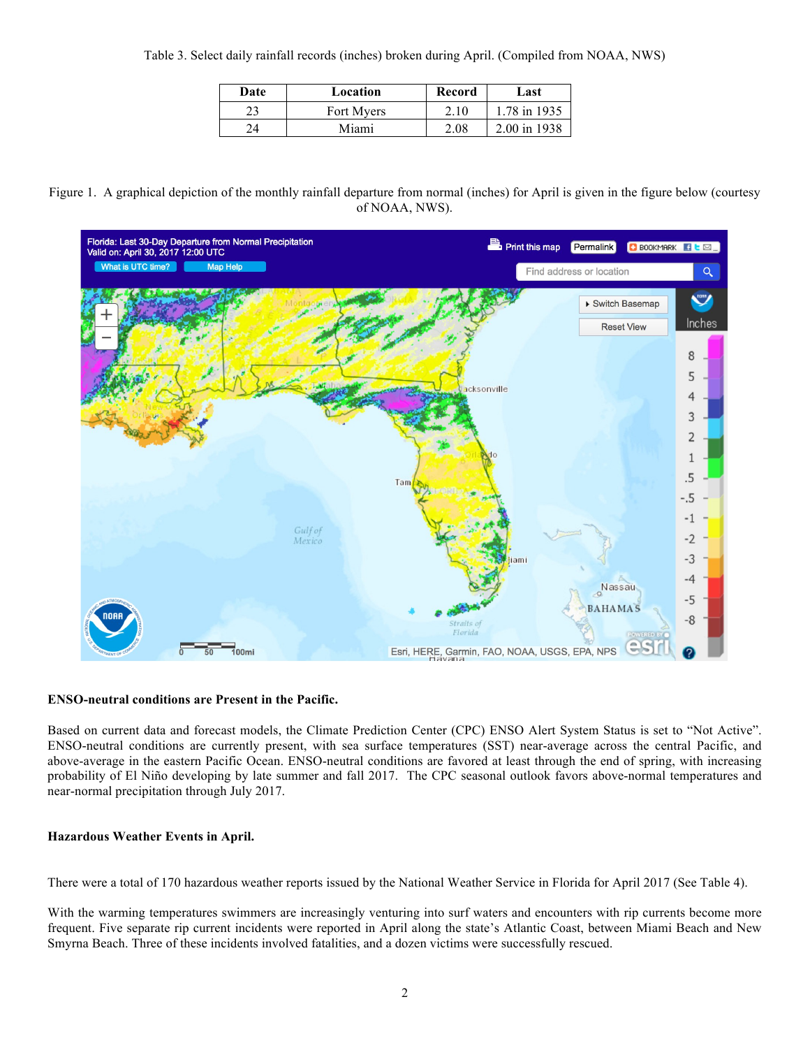Table 3. Select daily rainfall records (inches) broken during April. (Compiled from NOAA, NWS)

| Date | Location | Record | Last |
|---|---|---|---|
| 23 | Fort Myers | 2.10 | 1.78 in 1935 |
| 24 | Miami | 2.08 | 2.00 in 1938 |

Figure 1. A graphical depiction of the monthly rainfall departure from normal (inches) for April is given in the figure below (courtesy of NOAA, NWS).

**ENSO-neutral conditions are Present in the Pacific.**

Based on current data and forecast models, the Climate Prediction Center (CPC) ENSO Alert System Status is set to "Not Active". ENSO-neutral conditions are currently present, with sea surface temperatures (SST) near-average across the central Pacific, and above-average in the eastern Pacific Ocean. ENSO-neutral conditions are favored at least through the end of spring, with increasing probability of El Niño developing by late summer and fall 2017. The CPC seasonal outlook favors above-normal temperatures and near-normal precipitation through July 2017.

**Hazardous Weather Events in April.**

There were a total of 170 hazardous weather reports issued by the National Weather Service in Florida for April 2017 (See Table 4).

With the warming temperatures swimmers are increasingly venturing into surf waters and encounters with rip currents become more frequent. Five separate rip current incidents were reported in April along the state's Atlantic Coast, between Miami Beach and New Smyrna Beach. Three of these incidents involved fatalities, and a dozen victims were successfully rescued.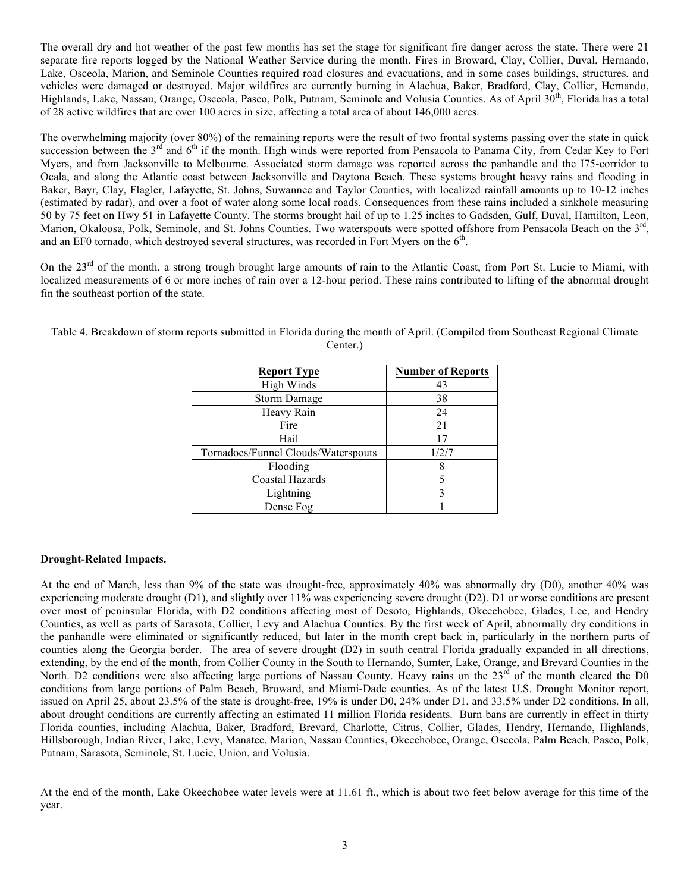The overall dry and hot weather of the past few months has set the stage for significant fire danger across the state. There were 21 separate fire reports logged by the National Weather Service during the month. Fires in Broward, Clay, Collier, Duval, Hernando, Lake, Osceola, Marion, and Seminole Counties required road closures and evacuations, and in some cases buildings, structures, and vehicles were damaged or destroyed. Major wildfires are currently burning in Alachua, Baker, Bradford, Clay, Collier, Hernando, Highlands, Lake, Nassau, Orange, Osceola, Pasco, Polk, Putnam, Seminole and Volusia Counties. As of April 30th, Florida has a total of 28 active wildfires that are over 100 acres in size, affecting a total area of about 146,000 acres.

The overwhelming majority (over 80%) of the remaining reports were the result of two frontal systems passing over the state in quick succession between the 3rd and 6th if the month. High winds were reported from Pensacola to Panama City, from Cedar Key to Fort Myers, and from Jacksonville to Melbourne. Associated storm damage was reported across the panhandle and the I75-corridor to Ocala, and along the Atlantic coast between Jacksonville and Daytona Beach. These systems brought heavy rains and flooding in Baker, Bayr, Clay, Flagler, Lafayette, St. Johns, Suwannee and Taylor Counties, with localized rainfall amounts up to 10-12 inches (estimated by radar), and over a foot of water along some local roads. Consequences from these rains included a sinkhole measuring 50 by 75 feet on Hwy 51 in Lafayette County. The storms brought hail of up to 1.25 inches to Gadsden, Gulf, Duval, Hamilton, Leon, Marion, Okaloosa, Polk, Seminole, and St. Johns Counties. Two waterspouts were spotted offshore from Pensacola Beach on the 3rd, and an EF0 tornado, which destroyed several structures, was recorded in Fort Myers on the 6th.

On the 23rd of the month, a strong trough brought large amounts of rain to the Atlantic Coast, from Port St. Lucie to Miami, with localized measurements of 6 or more inches of rain over a 12-hour period. These rains contributed to lifting of the abnormal drought fin the southeast portion of the state.

Table 4. Breakdown of storm reports submitted in Florida during the month of April. (Compiled from Southeast Regional Climate Center.)

| Report Type | Number of Reports |
|---|---|
| High Winds | 43 |
| Storm Damage | 38 |
| Heavy Rain | 24 |
| Fire | 21 |
| Hail | 17 |
| Tornadoes/Funnel Clouds/Waterspouts | 1/2/7 |
| Flooding | 8 |
| Coastal Hazards | 5 |
| Lightning | 3 |
| Dense Fog | 1 |

**Drought-Related Impacts.**

At the end of March, less than 9% of the state was drought-free, approximately 40% was abnormally dry (D0), another 40% was experiencing moderate drought (D1), and slightly over 11% was experiencing severe drought (D2). D1 or worse conditions are present over most of peninsular Florida, with D2 conditions affecting most of Desoto, Highlands, Okeechobee, Glades, Lee, and Hendry Counties, as well as parts of Sarasota, Collier, Levy and Alachua Counties. By the first week of April, abnormally dry conditions in the panhandle were eliminated or significantly reduced, but later in the month crept back in, particularly in the northern parts of counties along the Georgia border. The area of severe drought (D2) in south central Florida gradually expanded in all directions, extending, by the end of the month, from Collier County in the South to Hernando, Sumter, Lake, Orange, and Brevard Counties in the North. D2 conditions were also affecting large portions of Nassau County. Heavy rains on the 23rd of the month cleared the D0 conditions from large portions of Palm Beach, Broward, and Miami-Dade counties. As of the latest U.S. Drought Monitor report, issued on April 25, about 23.5% of the state is drought-free, 19% is under D0, 24% under D1, and 33.5% under D2 conditions. In all, about drought conditions are currently affecting an estimated 11 million Florida residents. Burn bans are currently in effect in thirty Florida counties, including Alachua, Baker, Bradford, Brevard, Charlotte, Citrus, Collier, Glades, Hendry, Hernando, Highlands, Hillsborough, Indian River, Lake, Levy, Manatee, Marion, Nassau Counties, Okeechobee, Orange, Osceola, Palm Beach, Pasco, Polk, Putnam, Sarasota, Seminole, St. Lucie, Union, and Volusia.

At the end of the month, Lake Okeechobee water levels were at 11.61 ft., which is about two feet below average for this time of the year.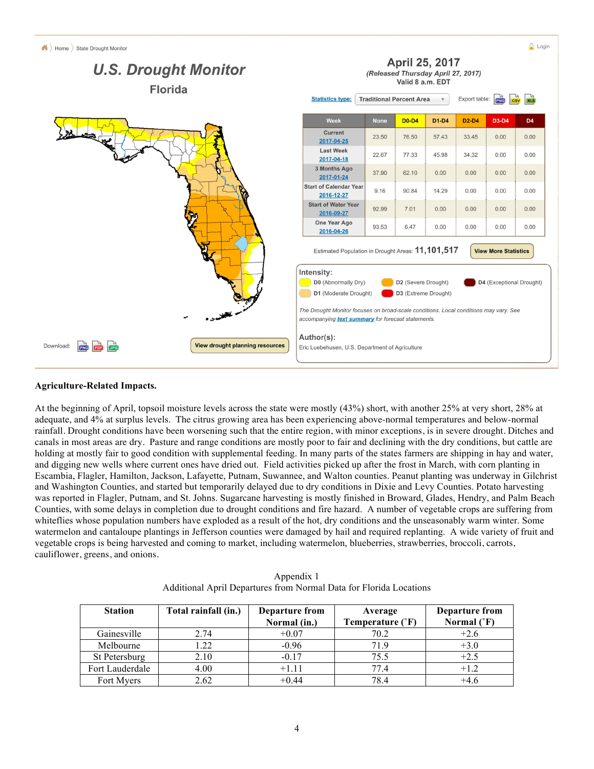Home 〉 State Drought Monitor

# U.S. Drought Monitor

## Florida

**April 25, 2017**
*(Released Thursday April 27, 2017)*
Valid 8 a.m. EDT

Statistics type: Traditional Percent Area

Export table:

| Week | None | D0-D4 | D1-D4 | D2-D4 | D3-D4 | D4 |
|---|---|---|---|---|---|---|
| Current 2017-04-25 | 23.50 | 76.50 | 57.43 | 33.45 | 0.00 | 0.00 |
| Last Week 2017-04-18 | 22.67 | 77.33 | 45.98 | 34.32 | 0.00 | 0.00 |
| 3 Months Ago 2017-01-24 | 37.90 | 62.10 | 0.00 | 0.00 | 0.00 | 0.00 |
| Start of Calendar Year 2016-12-27 | 9.16 | 90.84 | 14.29 | 0.00 | 0.00 | 0.00 |
| Start of Water Year 2016-09-27 | 92.99 | 7.01 | 0.00 | 0.00 | 0.00 | 0.00 |
| One Year Ago 2016-04-26 | 93.53 | 6.47 | 0.00 | 0.00 | 0.00 | 0.00 |

Estimated Population in Drought Areas: **11,101,517**

View More Statistics

**Intensity:**

- D0 (Abnormally Dry)
- D1 (Moderate Drought)
- D2 (Severe Drought)
- D3 (Extreme Drought)
- D4 (Exceptional Drought)

*The Drought Monitor focuses on broad-scale conditions. Local conditions may vary. See accompanying text summary for forecast statements.*

**Author(s):**
Eric Luebehusen, U.S. Department of Agriculture

Download:

View drought planning resources

**Agriculture-Related Impacts.**

At the beginning of April, topsoil moisture levels across the state were mostly (43%) short, with another 25% at very short, 28% at adequate, and 4% at surplus levels. The citrus growing area has been experiencing above-normal temperatures and below-normal rainfall. Drought conditions have been worsening such that the entire region, with minor exceptions, is in severe drought. Ditches and canals in most areas are dry. Pasture and range conditions are mostly poor to fair and declining with the dry conditions, but cattle are holding at mostly fair to good condition with supplemental feeding. In many parts of the states farmers are shipping in hay and water, and digging new wells where current ones have dried out. Field activities picked up after the frost in March, with corn planting in Escambia, Flagler, Hamilton, Jackson, Lafayette, Putnam, Suwannee, and Walton counties. Peanut planting was underway in Gilchrist and Washington Counties, and started but temporarily delayed due to dry conditions in Dixie and Levy Counties. Potato harvesting was reported in Flagler, Putnam, and St. Johns. Sugarcane harvesting is mostly finished in Broward, Glades, Hendry, and Palm Beach Counties, with some delays in completion due to drought conditions and fire hazard. A number of vegetable crops are suffering from whiteflies whose population numbers have exploded as a result of the hot, dry conditions and the unseasonably warm winter. Some watermelon and cantaloupe plantings in Jefferson counties were damaged by hail and required replanting. A wide variety of fruit and vegetable crops is being harvested and coming to market, including watermelon, blueberries, strawberries, broccoli, carrots, cauliflower, greens, and onions.

Appendix 1
Additional April Departures from Normal Data for Florida Locations

| Station | Total rainfall (in.) | Departure from Normal (in.) | Average Temperature (˚F) | Departure from Normal (˚F) |
|---|---|---|---|---|
| Gainesville | 2.74 | +0.07 | 70.2 | +2.6 |
| Melbourne | 1.22 | -0.96 | 71.9 | +3.0 |
| St Petersburg | 2.10 | -0.17 | 75.5 | +2.5 |
| Fort Lauderdale | 4.00 | +1.11 | 77.4 | +1.2 |
| Fort Myers | 2.62 | +0.44 | 78.4 | +4.6 |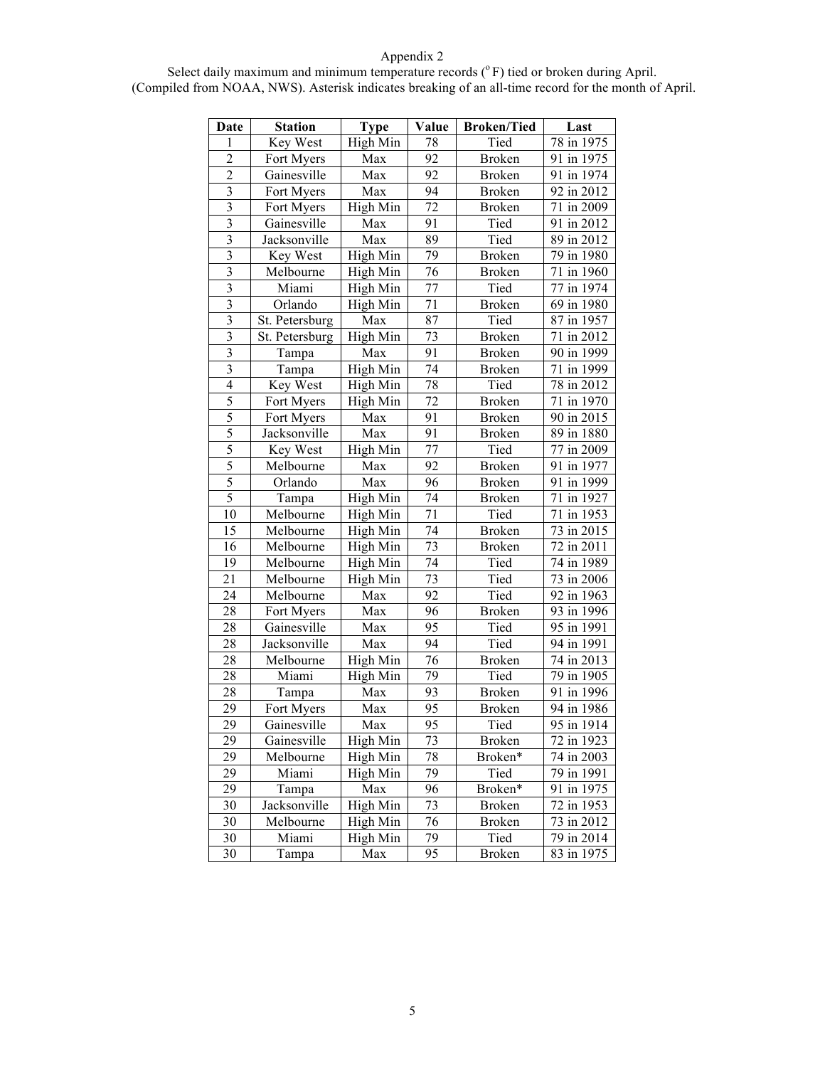Appendix 2

Select daily maximum and minimum temperature records ($^{o}$F) tied or broken during April. (Compiled from NOAA, NWS). Asterisk indicates breaking of an all-time record for the month of April.

| Date | Station | Type | Value | Broken/Tied | Last |
|---|---|---|---|---|---|
| 1 | Key West | High Min | 78 | Tied | 78 in 1975 |
| 2 | Fort Myers | Max | 92 | Broken | 91 in 1975 |
| 2 | Gainesville | Max | 92 | Broken | 91 in 1974 |
| 3 | Fort Myers | Max | 94 | Broken | 92 in 2012 |
| 3 | Fort Myers | High Min | 72 | Broken | 71 in 2009 |
| 3 | Gainesville | Max | 91 | Tied | 91 in 2012 |
| 3 | Jacksonville | Max | 89 | Tied | 89 in 2012 |
| 3 | Key West | High Min | 79 | Broken | 79 in 1980 |
| 3 | Melbourne | High Min | 76 | Broken | 71 in 1960 |
| 3 | Miami | High Min | 77 | Tied | 77 in 1974 |
| 3 | Orlando | High Min | 71 | Broken | 69 in 1980 |
| 3 | St. Petersburg | Max | 87 | Tied | 87 in 1957 |
| 3 | St. Petersburg | High Min | 73 | Broken | 71 in 2012 |
| 3 | Tampa | Max | 91 | Broken | 90 in 1999 |
| 3 | Tampa | High Min | 74 | Broken | 71 in 1999 |
| 4 | Key West | High Min | 78 | Tied | 78 in 2012 |
| 5 | Fort Myers | High Min | 72 | Broken | 71 in 1970 |
| 5 | Fort Myers | Max | 91 | Broken | 90 in 2015 |
| 5 | Jacksonville | Max | 91 | Broken | 89 in 1880 |
| 5 | Key West | High Min | 77 | Tied | 77 in 2009 |
| 5 | Melbourne | Max | 92 | Broken | 91 in 1977 |
| 5 | Orlando | Max | 96 | Broken | 91 in 1999 |
| 5 | Tampa | High Min | 74 | Broken | 71 in 1927 |
| 10 | Melbourne | High Min | 71 | Tied | 71 in 1953 |
| 15 | Melbourne | High Min | 74 | Broken | 73 in 2015 |
| 16 | Melbourne | High Min | 73 | Broken | 72 in 2011 |
| 19 | Melbourne | High Min | 74 | Tied | 74 in 1989 |
| 21 | Melbourne | High Min | 73 | Tied | 73 in 2006 |
| 24 | Melbourne | Max | 92 | Tied | 92 in 1963 |
| 28 | Fort Myers | Max | 96 | Broken | 93 in 1996 |
| 28 | Gainesville | Max | 95 | Tied | 95 in 1991 |
| 28 | Jacksonville | Max | 94 | Tied | 94 in 1991 |
| 28 | Melbourne | High Min | 76 | Broken | 74 in 2013 |
| 28 | Miami | High Min | 79 | Tied | 79 in 1905 |
| 28 | Tampa | Max | 93 | Broken | 91 in 1996 |
| 29 | Fort Myers | Max | 95 | Broken | 94 in 1986 |
| 29 | Gainesville | Max | 95 | Tied | 95 in 1914 |
| 29 | Gainesville | High Min | 73 | Broken | 72 in 1923 |
| 29 | Melbourne | High Min | 78 | Broken* | 74 in 2003 |
| 29 | Miami | High Min | 79 | Tied | 79 in 1991 |
| 29 | Tampa | Max | 96 | Broken* | 91 in 1975 |
| 30 | Jacksonville | High Min | 73 | Broken | 72 in 1953 |
| 30 | Melbourne | High Min | 76 | Broken | 73 in 2012 |
| 30 | Miami | High Min | 79 | Tied | 79 in 2014 |
| 30 | Tampa | Max | 95 | Broken | 83 in 1975 |